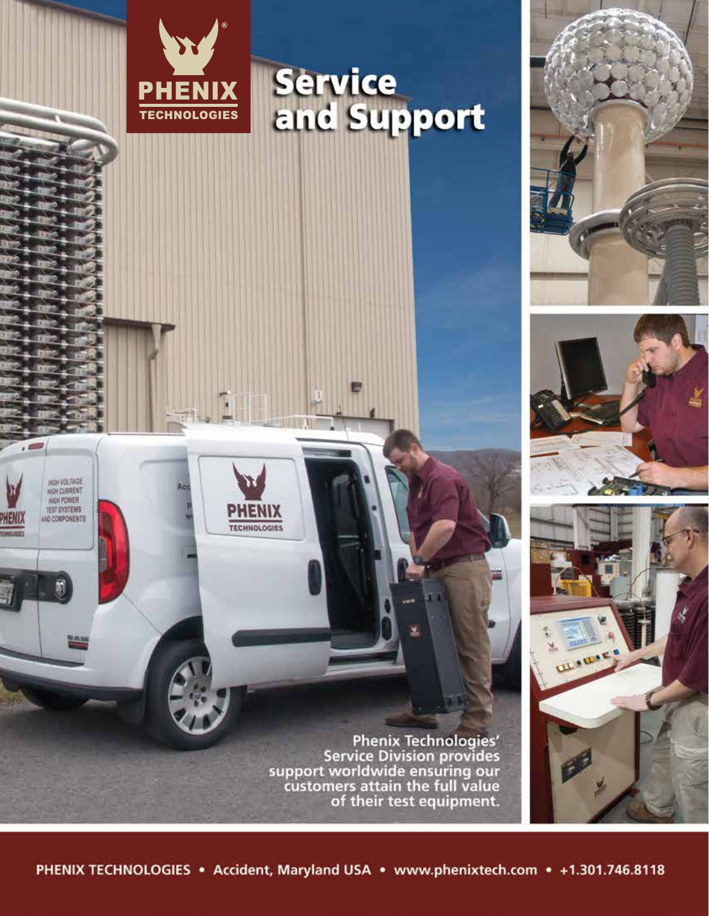PHENIX TECHNOLOGIES

# Service and Support

Phenix Technologies' Service Division provides support worldwide ensuring our customers attain the full value of their test equipment.

PHENIX TECHNOLOGIES • Accident, Maryland USA • www.phenixtech.com • +1.301.746.8118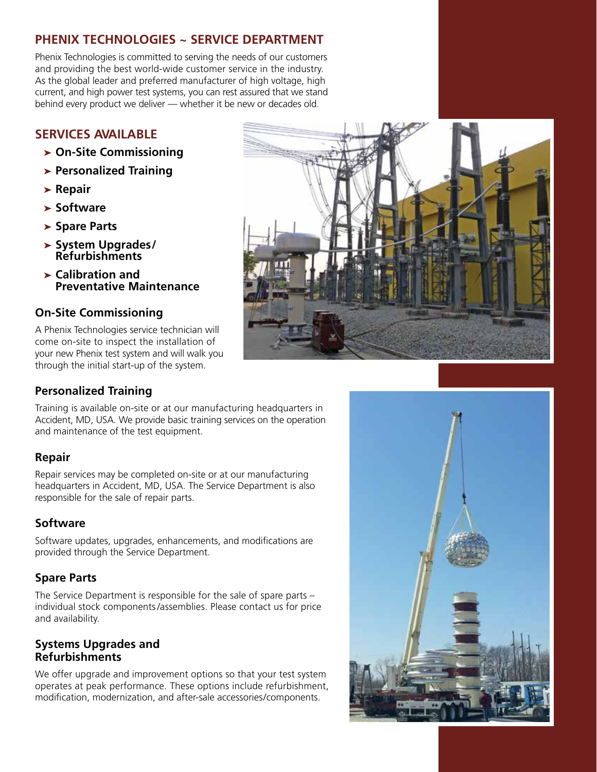## PHENIX TECHNOLOGIES ~ SERVICE DEPARTMENT

Phenix Technologies is committed to serving the needs of our customers and providing the best world-wide customer service in the industry. As the global leader and preferred manufacturer of high voltage, high current, and high power test systems, you can rest assured that we stand behind every product we deliver — whether it be new or decades old.

## SERVICES AVAILABLE

- **On-Site Commissioning**
- **Personalized Training**
- **Repair**
- **Software**
- **Spare Parts**
- **System Upgrades/ Refurbishments**
- **Calibration and Preventative Maintenance**

### On-Site Commissioning

A Phenix Technologies service technician will come on-site to inspect the installation of your new Phenix test system and will walk you through the initial start-up of the system.

### Personalized Training

Training is available on-site or at our manufacturing headquarters in Accident, MD, USA. We provide basic training services on the operation and maintenance of the test equipment.

### Repair

Repair services may be completed on-site or at our manufacturing headquarters in Accident, MD, USA. The Service Department is also responsible for the sale of repair parts.

### Software

Software updates, upgrades, enhancements, and modifications are provided through the Service Department.

### Spare Parts

The Service Department is responsible for the sale of spare parts – individual stock components/assemblies. Please contact us for price and availability.

### Systems Upgrades and Refurbishments

We offer upgrade and improvement options so that your test system operates at peak performance. These options include refurbishment, modification, modernization, and after-sale accessories/components.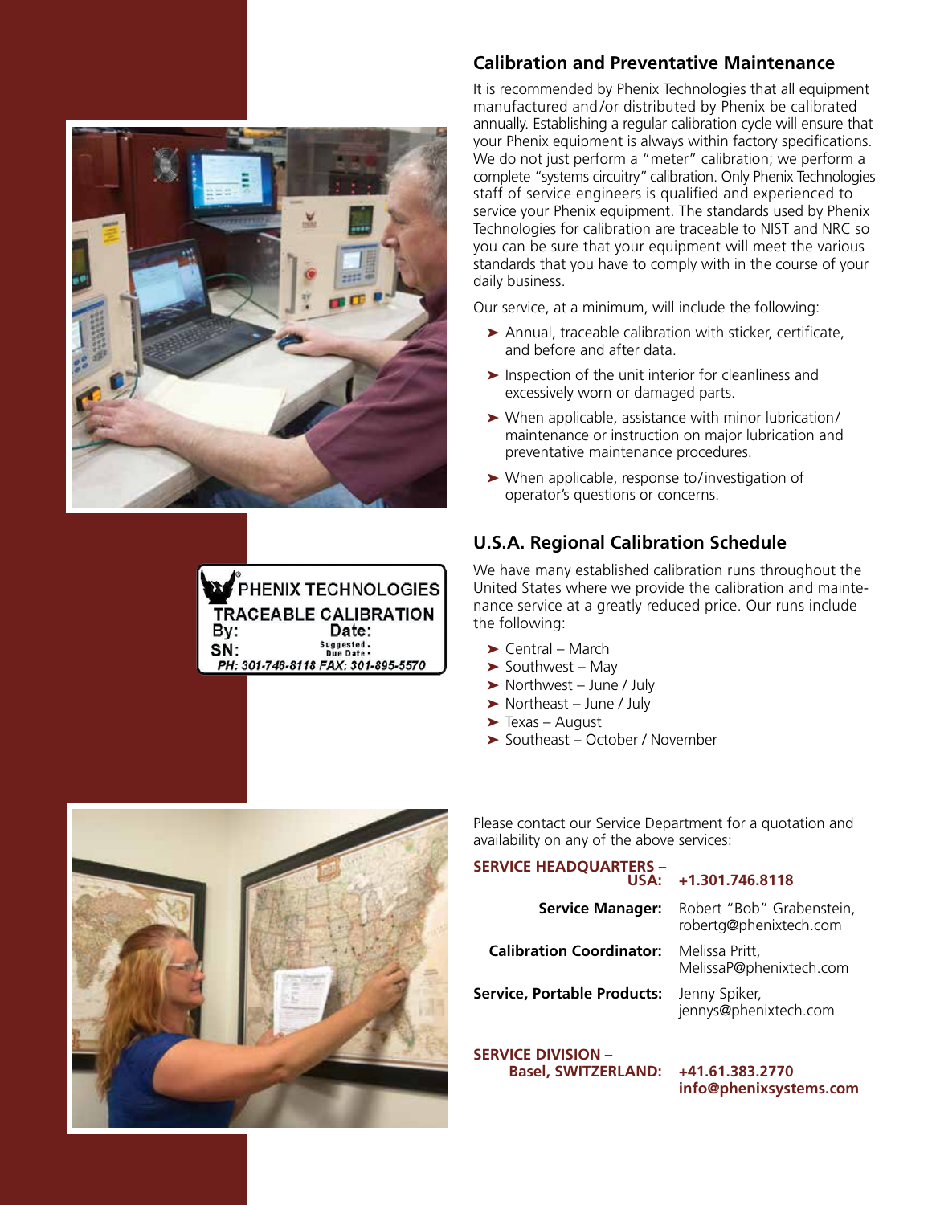## Calibration and Preventative Maintenance

It is recommended by Phenix Technologies that all equipment manufactured and/or distributed by Phenix be calibrated annually. Establishing a regular calibration cycle will ensure that your Phenix equipment is always within factory specifications. We do not just perform a "meter" calibration; we perform a complete "systems circuitry" calibration. Only Phenix Technologies staff of service engineers is qualified and experienced to service your Phenix equipment. The standards used by Phenix Technologies for calibration are traceable to NIST and NRC so you can be sure that your equipment will meet the various standards that you have to comply with in the course of your daily business.

Our service, at a minimum, will include the following:

- Annual, traceable calibration with sticker, certificate, and before and after data.
- Inspection of the unit interior for cleanliness and excessively worn or damaged parts.
- When applicable, assistance with minor lubrication/ maintenance or instruction on major lubrication and preventative maintenance procedures.
- When applicable, response to/investigation of operator's questions or concerns.

PHENIX TECHNOLOGIES
TRACEABLE CALIBRATION
By: Date:
SN: Suggested Due Date
PH: 301-746-8118 FAX: 301-895-5570

## U.S.A. Regional Calibration Schedule

We have many established calibration runs throughout the United States where we provide the calibration and maintenance service at a greatly reduced price. Our runs include the following:

- Central – March
- Southwest – May
- Northwest – June / July
- Northeast – June / July
- Texas – August
- Southeast – October / November

Please contact our Service Department for a quotation and availability on any of the above services:

**SERVICE HEADQUARTERS – USA:** **+1.301.746.8118**

**Service Manager:** Robert "Bob" Grabenstein, robertg@phenixtech.com

**Calibration Coordinator:** Melissa Pritt, MelissaP@phenixtech.com

**Service, Portable Products:** Jenny Spiker, jennys@phenixtech.com

**SERVICE DIVISION – Basel, SWITZERLAND:** **+41.61.383.2770**
**info@phenixsystems.com**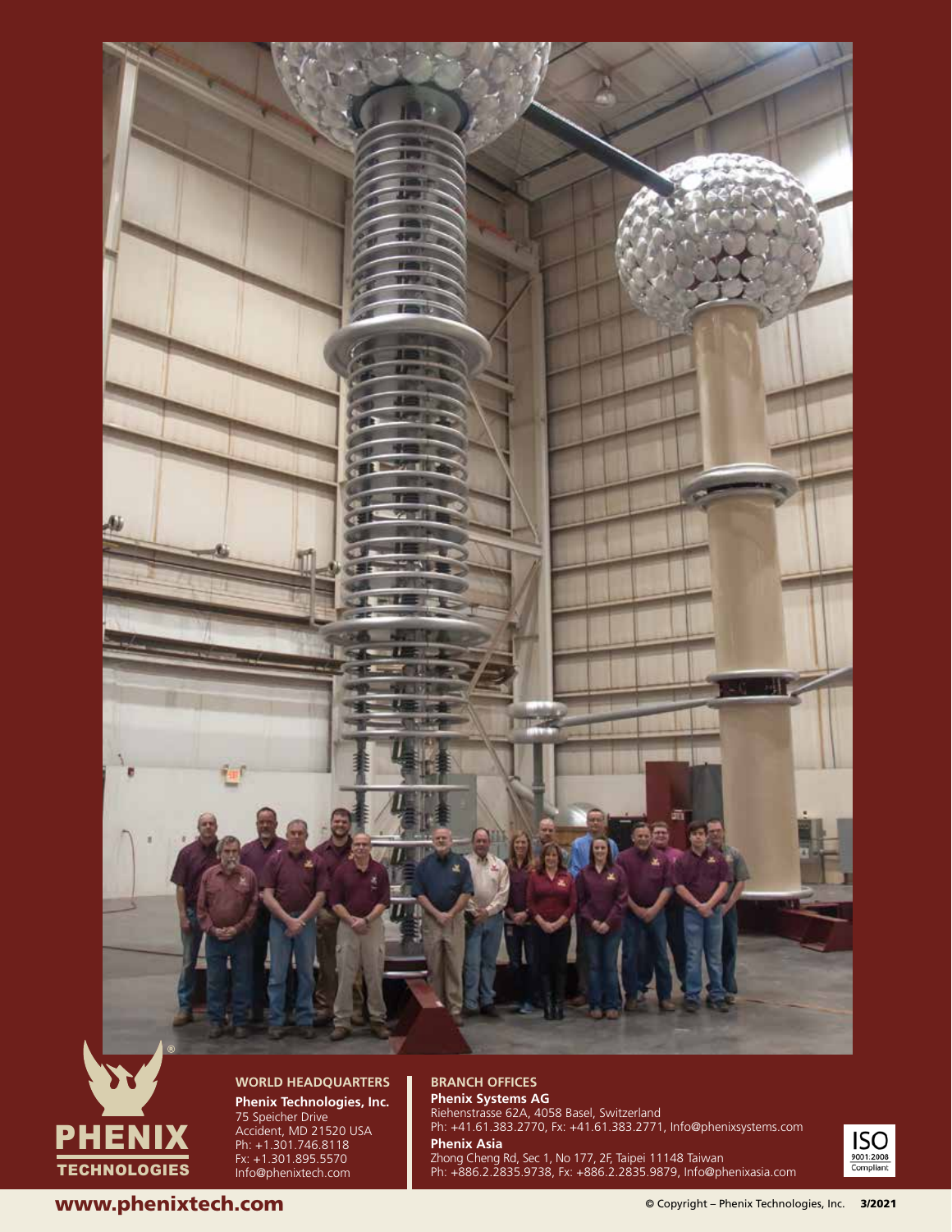**WORLD HEADQUARTERS**

**Phenix Technologies, Inc.**
75 Speicher Drive
Accident, MD 21520 USA
Ph: +1.301.746.8118
Fx: +1.301.895.5570
Info@phenixtech.com

**BRANCH OFFICES**

**Phenix Systems AG**
Riehenstrasse 62A, 4058 Basel, Switzerland
Ph: +41.61.383.2770, Fx: +41.61.383.2771, Info@phenixsystems.com

**Phenix Asia**
Zhong Cheng Rd, Sec 1, No 177, 2F, Taipei 11148 Taiwan
Ph: +886.2.2835.9738, Fx: +886.2.2835.9879, Info@phenixasia.com

ISO 9001:2008 Compliant

**www.phenixtech.com**

© Copyright – Phenix Technologies, Inc. **3/2021**